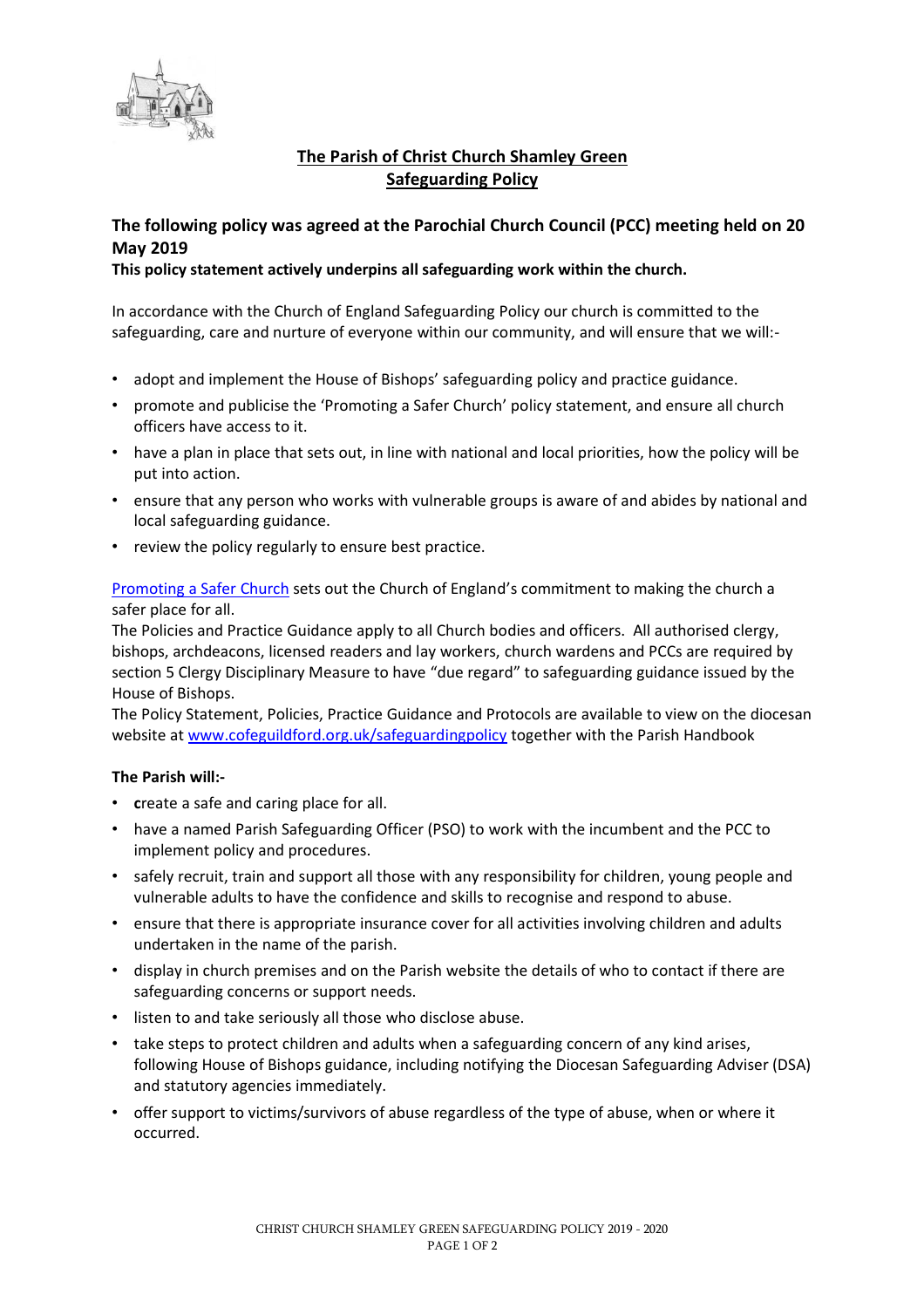# The Parish of Christ Church Shamley Green
# Safeguarding Policy

## The following policy was agreed at the Parochial Church Council (PCC) meeting held on 20 May 2019

**This policy statement actively underpins all safeguarding work within the church.**

In accordance with the Church of England Safeguarding Policy our church is committed to the safeguarding, care and nurture of everyone within our community, and will ensure that we will:-

- adopt and implement the House of Bishops' safeguarding policy and practice guidance.
- promote and publicise the 'Promoting a Safer Church' policy statement, and ensure all church officers have access to it.
- have a plan in place that sets out, in line with national and local priorities, how the policy will be put into action.
- ensure that any person who works with vulnerable groups is aware of and abides by national and local safeguarding guidance.
- review the policy regularly to ensure best practice.

Promoting a Safer Church sets out the Church of England's commitment to making the church a safer place for all.

The Policies and Practice Guidance apply to all Church bodies and officers. All authorised clergy, bishops, archdeacons, licensed readers and lay workers, church wardens and PCCs are required by section 5 Clergy Disciplinary Measure to have "due regard" to safeguarding guidance issued by the House of Bishops.

The Policy Statement, Policies, Practice Guidance and Protocols are available to view on the diocesan website at www.cofeguildford.org.uk/safeguardingpolicy together with the Parish Handbook

**The Parish will:-**

- **c**reate a safe and caring place for all.
- have a named Parish Safeguarding Officer (PSO) to work with the incumbent and the PCC to implement policy and procedures.
- safely recruit, train and support all those with any responsibility for children, young people and vulnerable adults to have the confidence and skills to recognise and respond to abuse.
- ensure that there is appropriate insurance cover for all activities involving children and adults undertaken in the name of the parish.
- display in church premises and on the Parish website the details of who to contact if there are safeguarding concerns or support needs.
- listen to and take seriously all those who disclose abuse.
- take steps to protect children and adults when a safeguarding concern of any kind arises, following House of Bishops guidance, including notifying the Diocesan Safeguarding Adviser (DSA) and statutory agencies immediately.
- offer support to victims/survivors of abuse regardless of the type of abuse, when or where it occurred.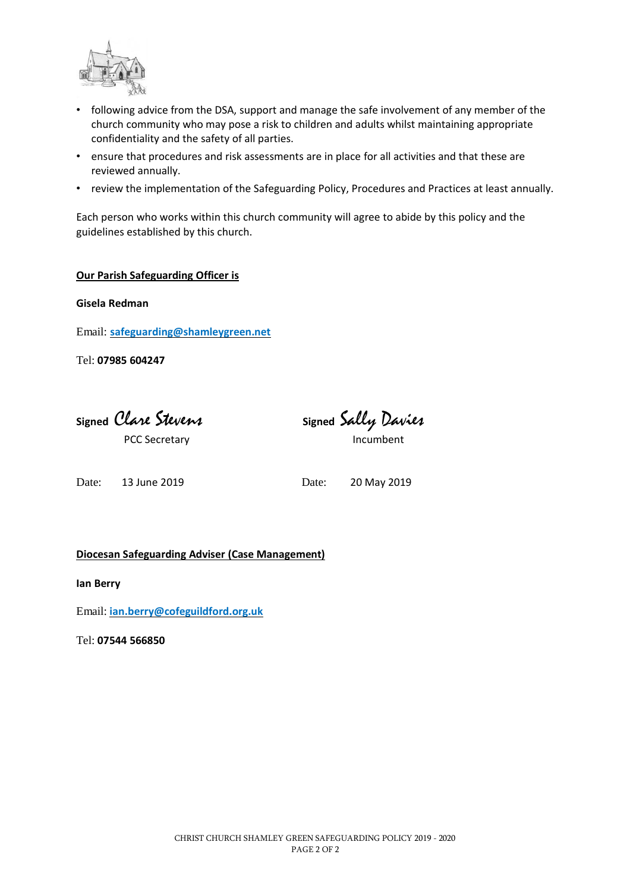- following advice from the DSA, support and manage the safe involvement of any member of the church community who may pose a risk to children and adults whilst maintaining appropriate confidentiality and the safety of all parties.
- ensure that procedures and risk assessments are in place for all activities and that these are reviewed annually.
- review the implementation of the Safeguarding Policy, Procedures and Practices at least annually.

Each person who works within this church community will agree to abide by this policy and the guidelines established by this church.

**Our Parish Safeguarding Officer is**

**Gisela Redman**

Email: **safeguarding@shamleygreen.net**

Tel: **07985 604247**

Signed *Clare Stevens*
PCC Secretary

Date: 13 June 2019

Signed *Sally Davies*
Incumbent

Date: 20 May 2019

**Diocesan Safeguarding Adviser (Case Management)**

**Ian Berry**

Email: **ian.berry@cofeguildford.org.uk**

Tel: **07544 566850**